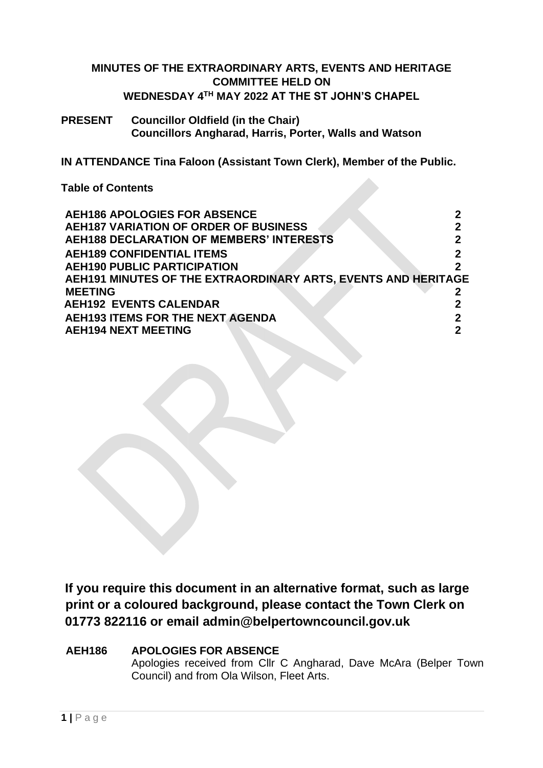**MINUTES OF THE EXTRAORDINARY ARTS, EVENTS AND HERITAGE COMMITTEE HELD ON WEDNESDAY 4TH MAY 2022 AT THE ST JOHN'S CHAPEL**

**PRESENT** **Councillor Oldfield (in the Chair)**
**Councillors Angharad, Harris, Porter, Walls and Watson**

**IN ATTENDANCE Tina Faloon (Assistant Town Clerk), Member of the Public.**

**Table of Contents**

| | |
|---|---|
| **AEH186 APOLOGIES FOR ABSENCE** | **2** |
| **AEH187 VARIATION OF ORDER OF BUSINESS** | **2** |
| **AEH188 DECLARATION OF MEMBERS' INTERESTS** | **2** |
| **AEH189 CONFIDENTIAL ITEMS** | **2** |
| **AEH190 PUBLIC PARTICIPATION** | **2** |
| **AEH191 MINUTES OF THE EXTRAORDINARY ARTS, EVENTS AND HERITAGE MEETING** | **2** |
| **AEH192 EVENTS CALENDAR** | **2** |
| **AEH193 ITEMS FOR THE NEXT AGENDA** | **2** |
| **AEH194 NEXT MEETING** | **2** |

**If you require this document in an alternative format, such as large print or a coloured background, please contact the Town Clerk on 01773 822116 or email admin@belpertowncouncil.gov.uk**

**AEH186 APOLOGIES FOR ABSENCE**

Apologies received from Cllr C Angharad, Dave McAra (Belper Town Council) and from Ola Wilson, Fleet Arts.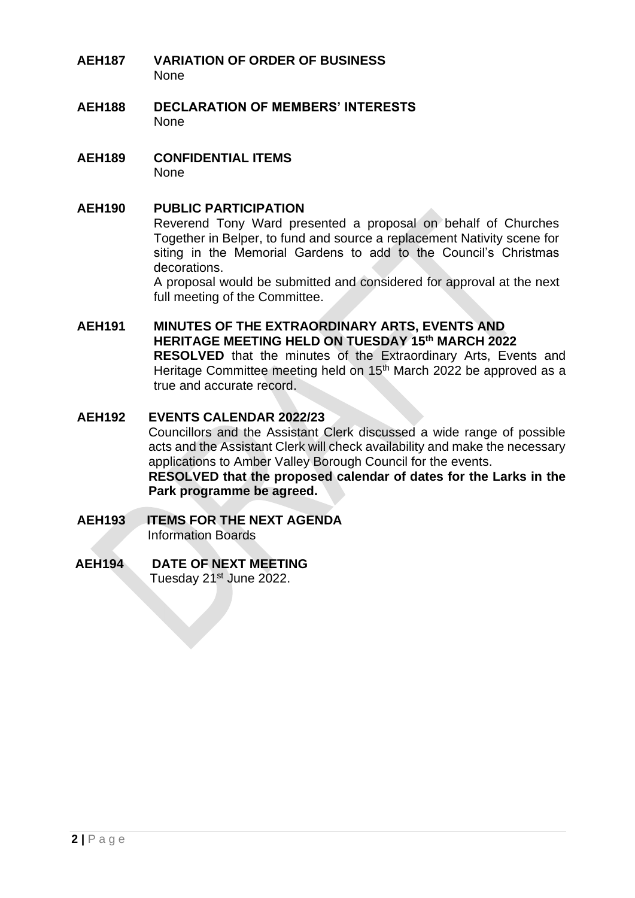**AEH187 VARIATION OF ORDER OF BUSINESS**
None

**AEH188 DECLARATION OF MEMBERS' INTERESTS**
None

**AEH189 CONFIDENTIAL ITEMS**
None

**AEH190 PUBLIC PARTICIPATION**
Reverend Tony Ward presented a proposal on behalf of Churches Together in Belper, to fund and source a replacement Nativity scene for siting in the Memorial Gardens to add to the Council's Christmas decorations.
A proposal would be submitted and considered for approval at the next full meeting of the Committee.

**AEH191 MINUTES OF THE EXTRAORDINARY ARTS, EVENTS AND HERITAGE MEETING HELD ON TUESDAY 15th MARCH 2022**
**RESOLVED** that the minutes of the Extraordinary Arts, Events and Heritage Committee meeting held on 15th March 2022 be approved as a true and accurate record.

**AEH192 EVENTS CALENDAR 2022/23**
Councillors and the Assistant Clerk discussed a wide range of possible acts and the Assistant Clerk will check availability and make the necessary applications to Amber Valley Borough Council for the events.
**RESOLVED that the proposed calendar of dates for the Larks in the Park programme be agreed.**

**AEH193 ITEMS FOR THE NEXT AGENDA**
Information Boards

**AEH194 DATE OF NEXT MEETING**
Tuesday 21st June 2022.